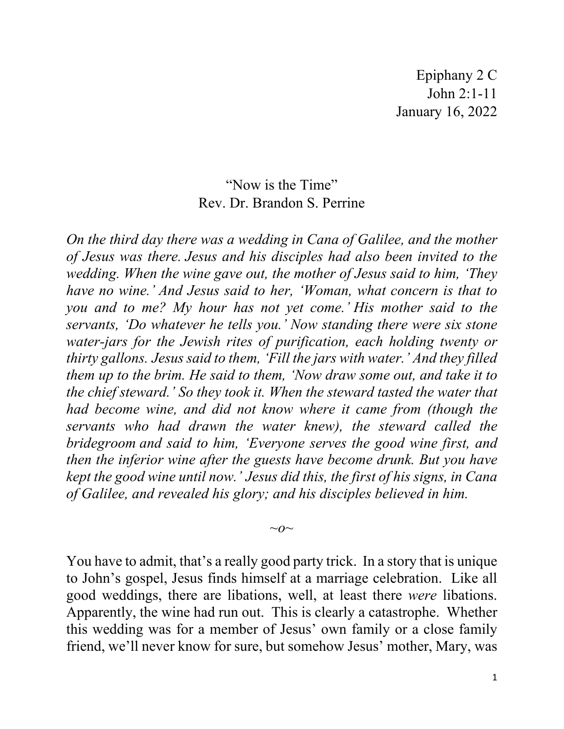Epiphany 2 C
John 2:1-11
January 16, 2022

# "Now is the Time"

Rev. Dr. Brandon S. Perrine

*On the third day there was a wedding in Cana of Galilee, and the mother of Jesus was there. Jesus and his disciples had also been invited to the wedding. When the wine gave out, the mother of Jesus said to him, 'They have no wine.' And Jesus said to her, 'Woman, what concern is that to you and to me? My hour has not yet come.' His mother said to the servants, 'Do whatever he tells you.' Now standing there were six stone water-jars for the Jewish rites of purification, each holding twenty or thirty gallons. Jesus said to them, 'Fill the jars with water.' And they filled them up to the brim. He said to them, 'Now draw some out, and take it to the chief steward.' So they took it. When the steward tasted the water that had become wine, and did not know where it came from (though the servants who had drawn the water knew), the steward called the bridegroom and said to him, 'Everyone serves the good wine first, and then the inferior wine after the guests have become drunk. But you have kept the good wine until now.' Jesus did this, the first of his signs, in Cana of Galilee, and revealed his glory; and his disciples believed in him.*

*~o~*

You have to admit, that's a really good party trick. In a story that is unique to John's gospel, Jesus finds himself at a marriage celebration. Like all good weddings, there are libations, well, at least there *were* libations. Apparently, the wine had run out. This is clearly a catastrophe. Whether this wedding was for a member of Jesus' own family or a close family friend, we'll never know for sure, but somehow Jesus' mother, Mary, was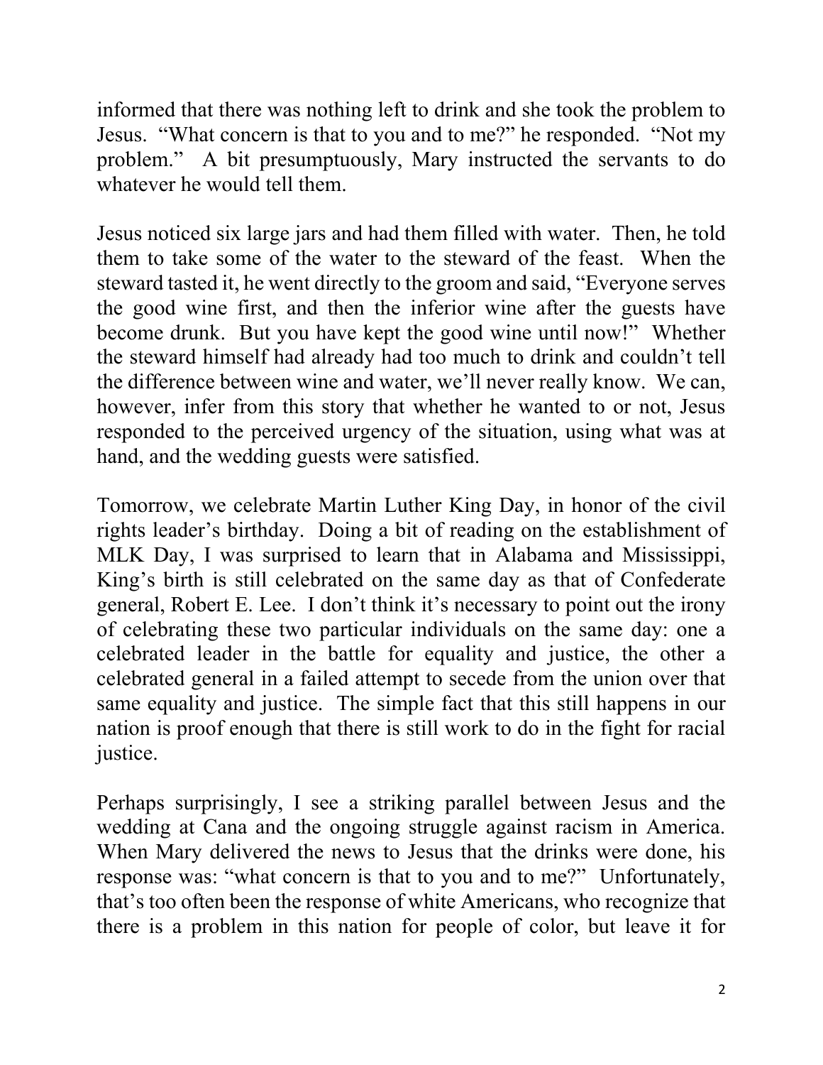informed that there was nothing left to drink and she took the problem to Jesus. "What concern is that to you and to me?" he responded. "Not my problem." A bit presumptuously, Mary instructed the servants to do whatever he would tell them.

Jesus noticed six large jars and had them filled with water. Then, he told them to take some of the water to the steward of the feast. When the steward tasted it, he went directly to the groom and said, "Everyone serves the good wine first, and then the inferior wine after the guests have become drunk. But you have kept the good wine until now!" Whether the steward himself had already had too much to drink and couldn't tell the difference between wine and water, we'll never really know. We can, however, infer from this story that whether he wanted to or not, Jesus responded to the perceived urgency of the situation, using what was at hand, and the wedding guests were satisfied.

Tomorrow, we celebrate Martin Luther King Day, in honor of the civil rights leader's birthday. Doing a bit of reading on the establishment of MLK Day, I was surprised to learn that in Alabama and Mississippi, King's birth is still celebrated on the same day as that of Confederate general, Robert E. Lee. I don't think it's necessary to point out the irony of celebrating these two particular individuals on the same day: one a celebrated leader in the battle for equality and justice, the other a celebrated general in a failed attempt to secede from the union over that same equality and justice. The simple fact that this still happens in our nation is proof enough that there is still work to do in the fight for racial justice.

Perhaps surprisingly, I see a striking parallel between Jesus and the wedding at Cana and the ongoing struggle against racism in America. When Mary delivered the news to Jesus that the drinks were done, his response was: "what concern is that to you and to me?" Unfortunately, that's too often been the response of white Americans, who recognize that there is a problem in this nation for people of color, but leave it for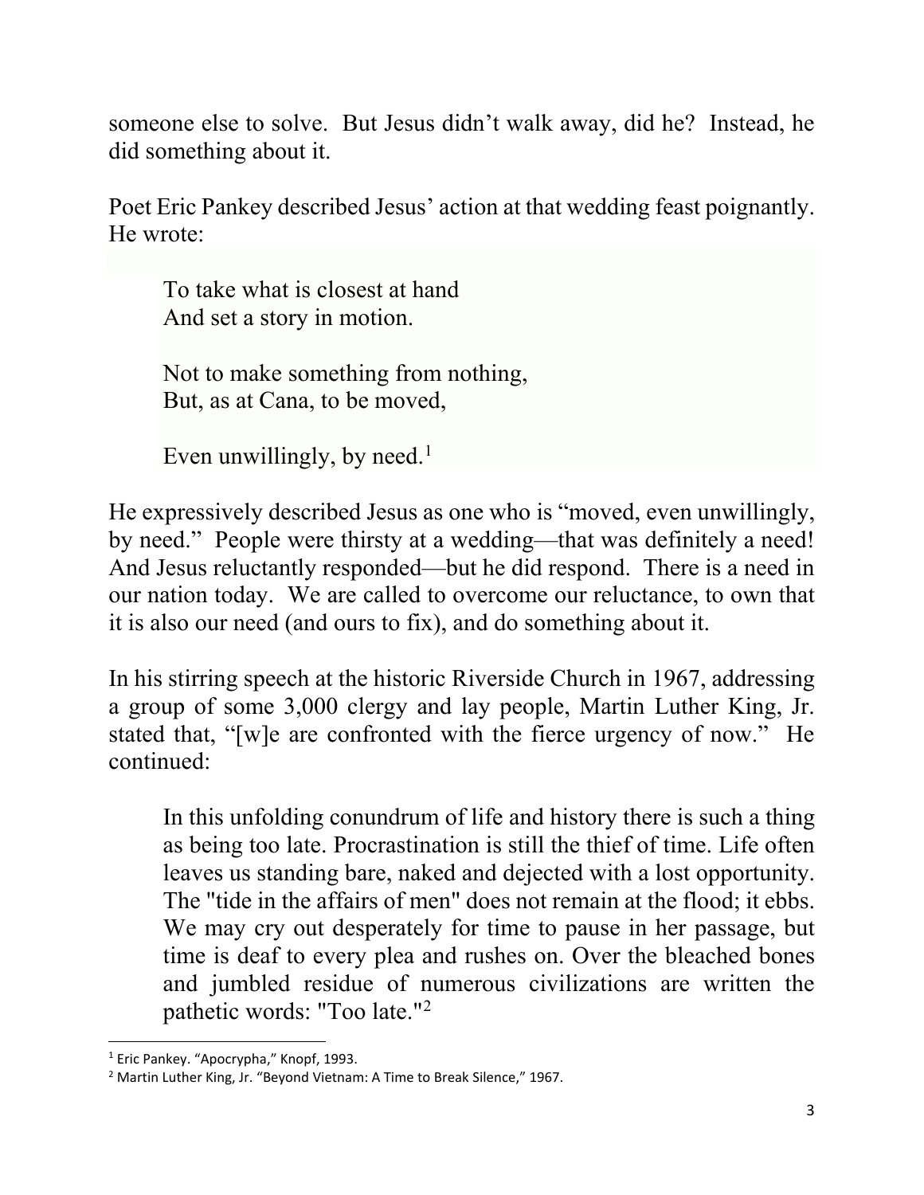someone else to solve. But Jesus didn't walk away, did he? Instead, he did something about it.

Poet Eric Pankey described Jesus' action at that wedding feast poignantly. He wrote:

> To take what is closest at hand
> And set a story in motion.
>
> Not to make something from nothing,
> But, as at Cana, to be moved,
>
> Even unwillingly, by need.[1]

He expressively described Jesus as one who is "moved, even unwillingly, by need." People were thirsty at a wedding—that was definitely a need! And Jesus reluctantly responded—but he did respond. There is a need in our nation today. We are called to overcome our reluctance, to own that it is also our need (and ours to fix), and do something about it.

In his stirring speech at the historic Riverside Church in 1967, addressing a group of some 3,000 clergy and lay people, Martin Luther King, Jr. stated that, "[w]e are confronted with the fierce urgency of now." He continued:

> In this unfolding conundrum of life and history there is such a thing as being too late. Procrastination is still the thief of time. Life often leaves us standing bare, naked and dejected with a lost opportunity. The "tide in the affairs of men" does not remain at the flood; it ebbs. We may cry out desperately for time to pause in her passage, but time is deaf to every plea and rushes on. Over the bleached bones and jumbled residue of numerous civilizations are written the pathetic words: "Too late."[2]

---

[1] Eric Pankey. "Apocrypha," Knopf, 1993.

[2] Martin Luther King, Jr. "Beyond Vietnam: A Time to Break Silence," 1967.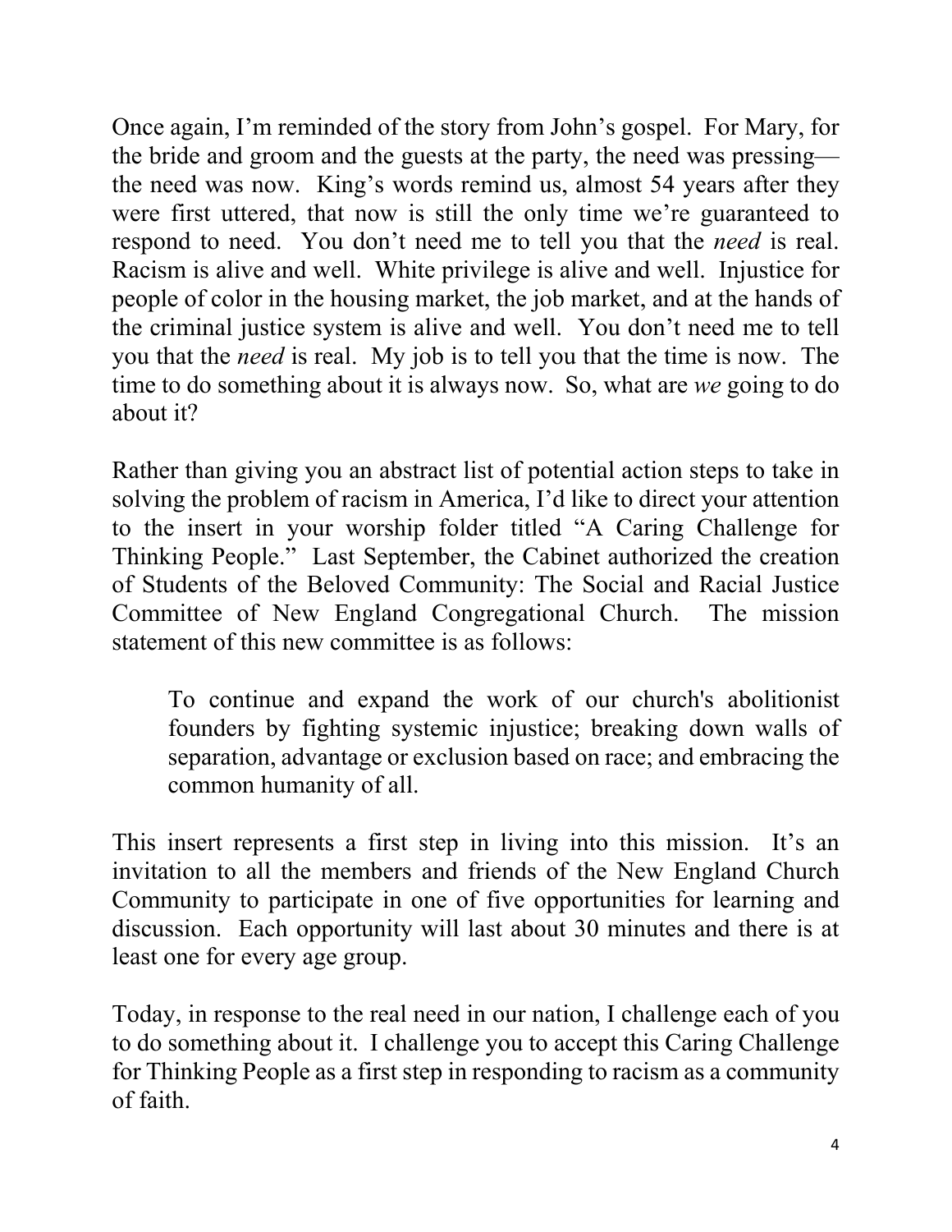Once again, I'm reminded of the story from John's gospel. For Mary, for the bride and groom and the guests at the party, the need was pressing—the need was now. King's words remind us, almost 54 years after they were first uttered, that now is still the only time we're guaranteed to respond to need. You don't need me to tell you that the *need* is real. Racism is alive and well. White privilege is alive and well. Injustice for people of color in the housing market, the job market, and at the hands of the criminal justice system is alive and well. You don't need me to tell you that the *need* is real. My job is to tell you that the time is now. The time to do something about it is always now. So, what are *we* going to do about it?

Rather than giving you an abstract list of potential action steps to take in solving the problem of racism in America, I'd like to direct your attention to the insert in your worship folder titled "A Caring Challenge for Thinking People." Last September, the Cabinet authorized the creation of Students of the Beloved Community: The Social and Racial Justice Committee of New England Congregational Church. The mission statement of this new committee is as follows:

> To continue and expand the work of our church's abolitionist founders by fighting systemic injustice; breaking down walls of separation, advantage or exclusion based on race; and embracing the common humanity of all.

This insert represents a first step in living into this mission. It's an invitation to all the members and friends of the New England Church Community to participate in one of five opportunities for learning and discussion. Each opportunity will last about 30 minutes and there is at least one for every age group.

Today, in response to the real need in our nation, I challenge each of you to do something about it. I challenge you to accept this Caring Challenge for Thinking People as a first step in responding to racism as a community of faith.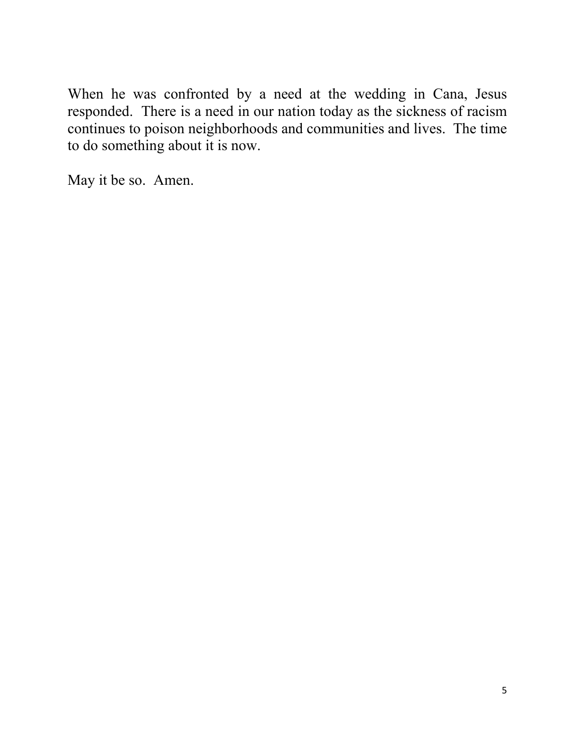When he was confronted by a need at the wedding in Cana, Jesus responded. There is a need in our nation today as the sickness of racism continues to poison neighborhoods and communities and lives. The time to do something about it is now.

May it be so. Amen.